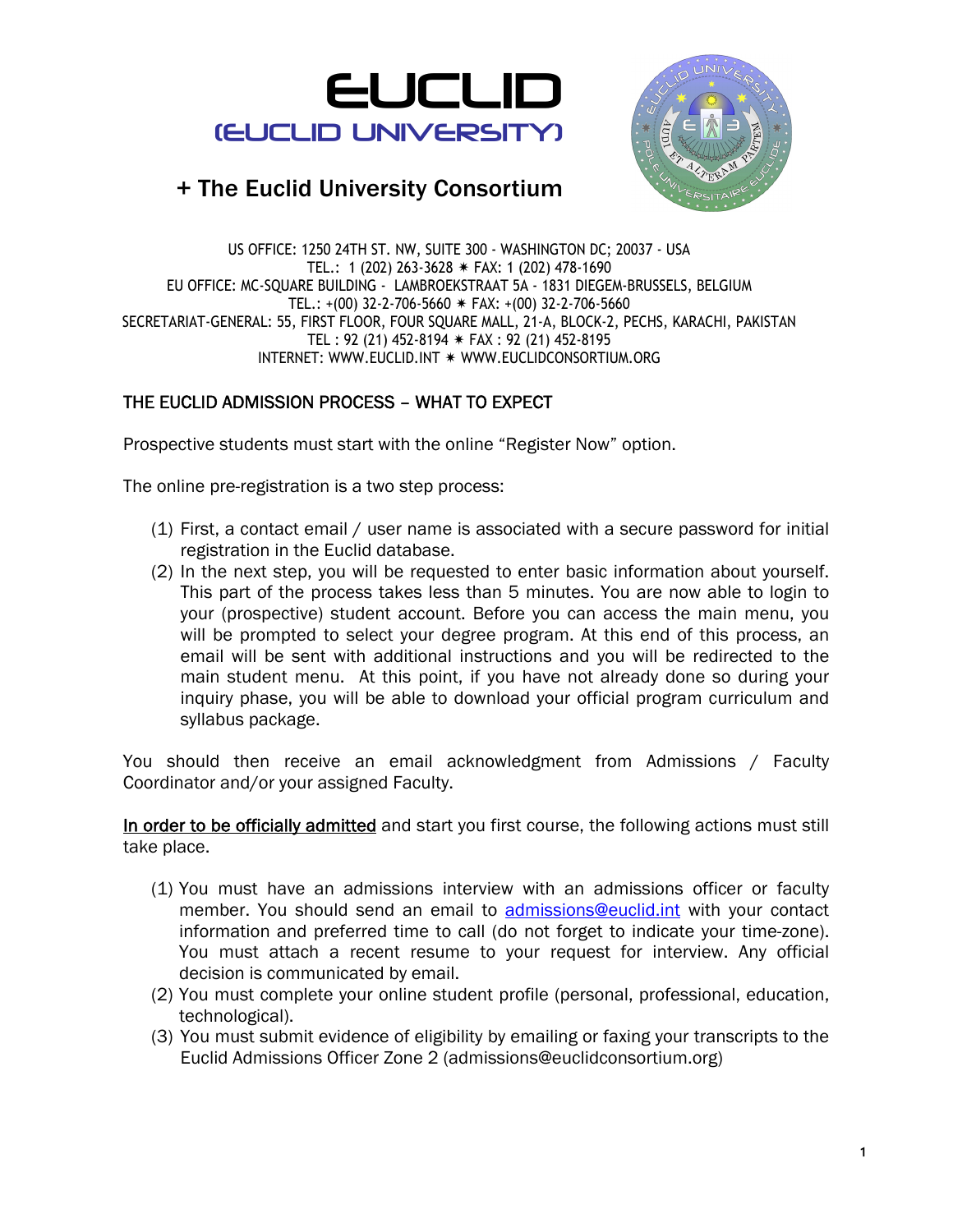# EUCLID

## (EUCLID UNIVERSITY)

## + The Euclid University Consortium

US OFFICE: 1250 24TH ST. NW, SUITE 300 - WASHINGTON DC; 20037 - USA
TEL.: 1 (202) 263-3628 ✷ FAX: 1 (202) 478-1690
EU OFFICE: MC-SQUARE BUILDING - LAMBROEKSTRAAT 5A - 1831 DIEGEM-BRUSSELS, BELGIUM
TEL.: +(00) 32-2-706-5660 ✷ FAX: +(00) 32-2-706-5660
SECRETARIAT-GENERAL: 55, FIRST FLOOR, FOUR SQUARE MALL, 21-A, BLOCK-2, PECHS, KARACHI, PAKISTAN
TEL : 92 (21) 452-8194 ✷ FAX : 92 (21) 452-8195
INTERNET: WWW.EUCLID.INT ✷ WWW.EUCLIDCONSORTIUM.ORG

### THE EUCLID ADMISSION PROCESS – WHAT TO EXPECT

Prospective students must start with the online "Register Now" option.

The online pre-registration is a two step process:

(1) First, a contact email / user name is associated with a secure password for initial registration in the Euclid database.
(2) In the next step, you will be requested to enter basic information about yourself. This part of the process takes less than 5 minutes. You are now able to login to your (prospective) student account. Before you can access the main menu, you will be prompted to select your degree program. At this end of this process, an email will be sent with additional instructions and you will be redirected to the main student menu. At this point, if you have not already done so during your inquiry phase, you will be able to download your official program curriculum and syllabus package.

You should then receive an email acknowledgment from Admissions / Faculty Coordinator and/or your assigned Faculty.

In order to be officially admitted and start you first course, the following actions must still take place.

(1) You must have an admissions interview with an admissions officer or faculty member. You should send an email to admissions@euclid.int with your contact information and preferred time to call (do not forget to indicate your time-zone). You must attach a recent resume to your request for interview. Any official decision is communicated by email.
(2) You must complete your online student profile (personal, professional, education, technological).
(3) You must submit evidence of eligibility by emailing or faxing your transcripts to the Euclid Admissions Officer Zone 2 (admissions@euclidconsortium.org)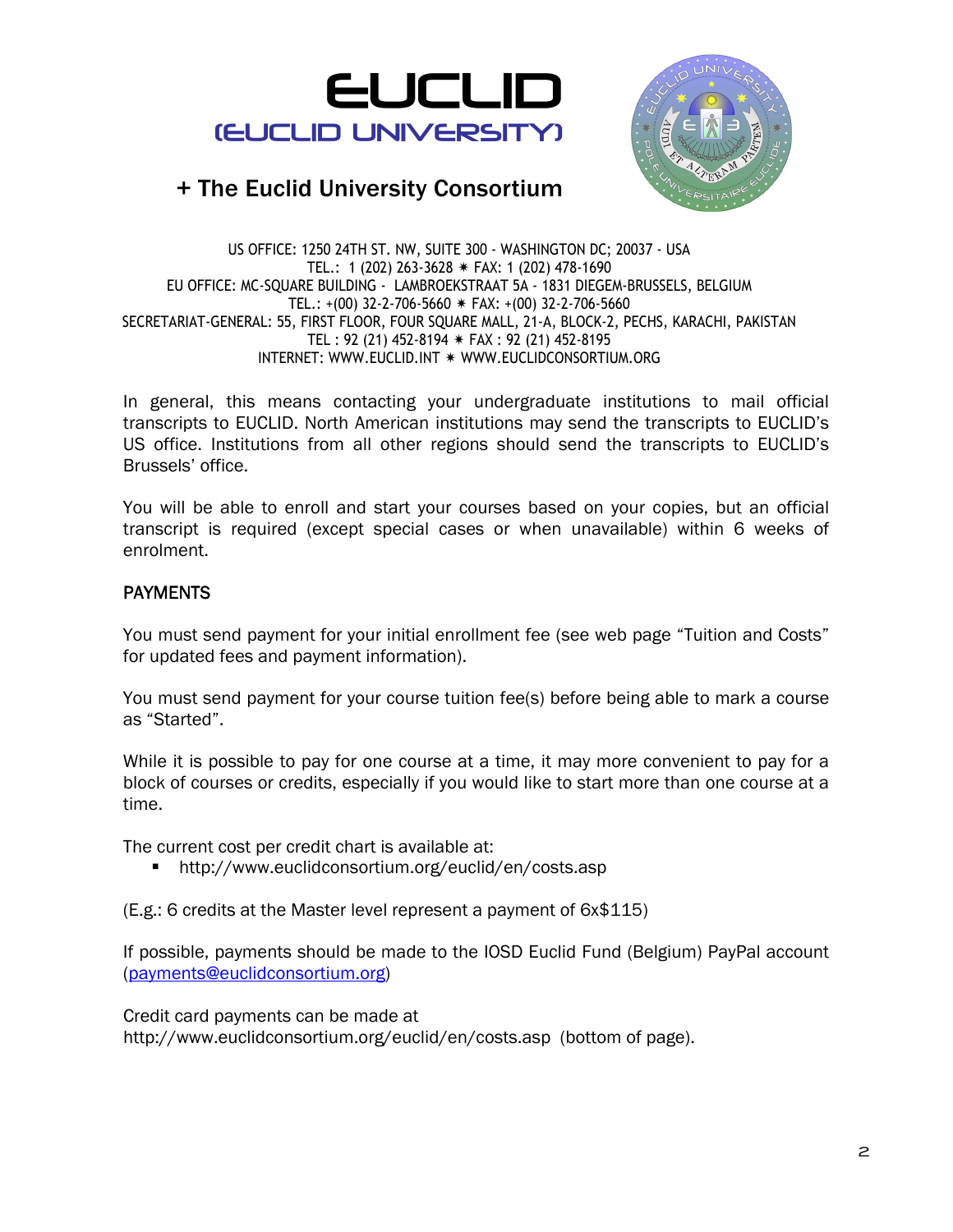# EUCLID
## (EUCLID UNIVERSITY)

## + The Euclid University Consortium

US OFFICE: 1250 24TH ST. NW, SUITE 300 - WASHINGTON DC; 20037 - USA
TEL.: 1 (202) 263-3628 ✷ FAX: 1 (202) 478-1690
EU OFFICE: MC-SQUARE BUILDING - LAMBROEKSTRAAT 5A - 1831 DIEGEM-BRUSSELS, BELGIUM
TEL.: +(00) 32-2-706-5660 ✷ FAX: +(00) 32-2-706-5660
SECRETARIAT-GENERAL: 55, FIRST FLOOR, FOUR SQUARE MALL, 21-A, BLOCK-2, PECHS, KARACHI, PAKISTAN
TEL : 92 (21) 452-8194 ✷ FAX : 92 (21) 452-8195
INTERNET: WWW.EUCLID.INT ✷ WWW.EUCLIDCONSORTIUM.ORG

In general, this means contacting your undergraduate institutions to mail official transcripts to EUCLID. North American institutions may send the transcripts to EUCLID's US office. Institutions from all other regions should send the transcripts to EUCLID's Brussels' office.

You will be able to enroll and start your courses based on your copies, but an official transcript is required (except special cases or when unavailable) within 6 weeks of enrolment.

### PAYMENTS

You must send payment for your initial enrollment fee (see web page "Tuition and Costs" for updated fees and payment information).

You must send payment for your course tuition fee(s) before being able to mark a course as "Started".

While it is possible to pay for one course at a time, it may more convenient to pay for a block of courses or credits, especially if you would like to start more than one course at a time.

The current cost per credit chart is available at:

- http://www.euclidconsortium.org/euclid/en/costs.asp

(E.g.: 6 credits at the Master level represent a payment of 6x$115)

If possible, payments should be made to the IOSD Euclid Fund (Belgium) PayPal account (payments@euclidconsortium.org)

Credit card payments can be made at
http://www.euclidconsortium.org/euclid/en/costs.asp (bottom of page).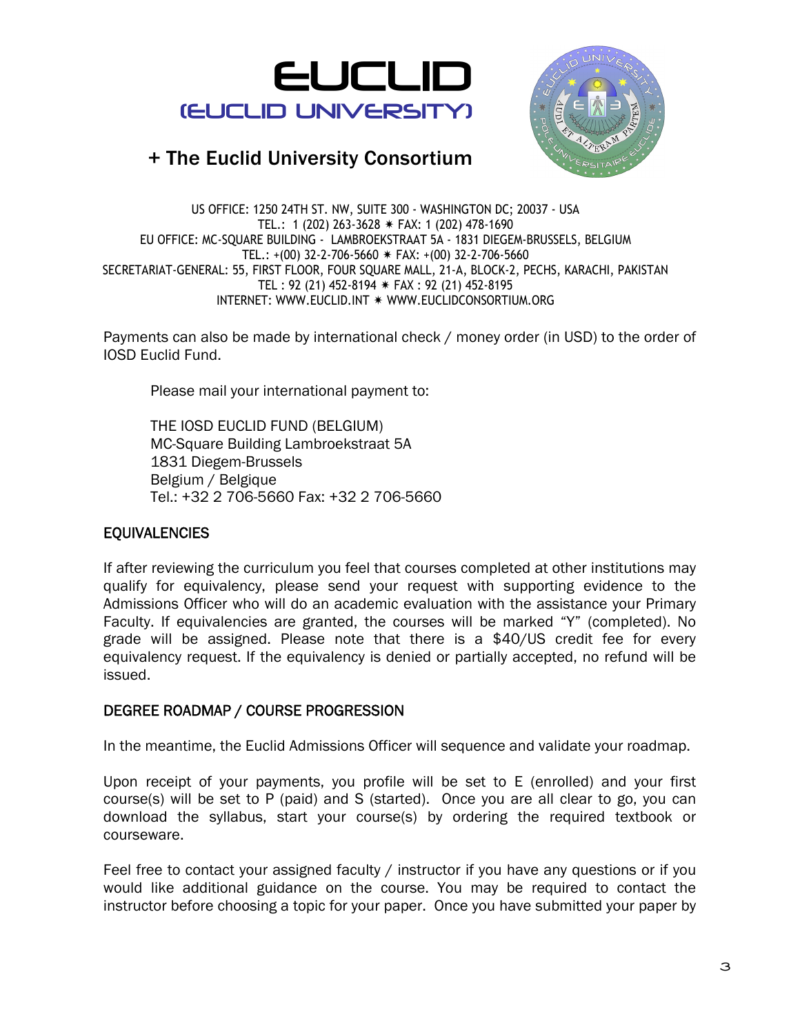# EUCLID

## (EUCLID UNIVERSITY)

## + The Euclid University Consortium

US OFFICE: 1250 24TH ST. NW, SUITE 300 - WASHINGTON DC; 20037 - USA
TEL.: 1 (202) 263-3628 * FAX: 1 (202) 478-1690
EU OFFICE: MC-SQUARE BUILDING - LAMBROEKSTRAAT 5A - 1831 DIEGEM-BRUSSELS, BELGIUM
TEL.: +(00) 32-2-706-5660 * FAX: +(00) 32-2-706-5660
SECRETARIAT-GENERAL: 55, FIRST FLOOR, FOUR SQUARE MALL, 21-A, BLOCK-2, PECHS, KARACHI, PAKISTAN
TEL : 92 (21) 452-8194 * FAX : 92 (21) 452-8195
INTERNET: WWW.EUCLID.INT * WWW.EUCLIDCONSORTIUM.ORG

Payments can also be made by international check / money order (in USD) to the order of IOSD Euclid Fund.

Please mail your international payment to:

THE IOSD EUCLID FUND (BELGIUM)
MC-Square Building Lambroekstraat 5A
1831 Diegem-Brussels
Belgium / Belgique
Tel.: +32 2 706-5660 Fax: +32 2 706-5660

## EQUIVALENCIES

If after reviewing the curriculum you feel that courses completed at other institutions may qualify for equivalency, please send your request with supporting evidence to the Admissions Officer who will do an academic evaluation with the assistance your Primary Faculty. If equivalencies are granted, the courses will be marked "Y" (completed). No grade will be assigned. Please note that there is a $40/US credit fee for every equivalency request. If the equivalency is denied or partially accepted, no refund will be issued.

## DEGREE ROADMAP / COURSE PROGRESSION

In the meantime, the Euclid Admissions Officer will sequence and validate your roadmap.

Upon receipt of your payments, you profile will be set to E (enrolled) and your first course(s) will be set to P (paid) and S (started). Once you are all clear to go, you can download the syllabus, start your course(s) by ordering the required textbook or courseware.

Feel free to contact your assigned faculty / instructor if you have any questions or if you would like additional guidance on the course. You may be required to contact the instructor before choosing a topic for your paper. Once you have submitted your paper by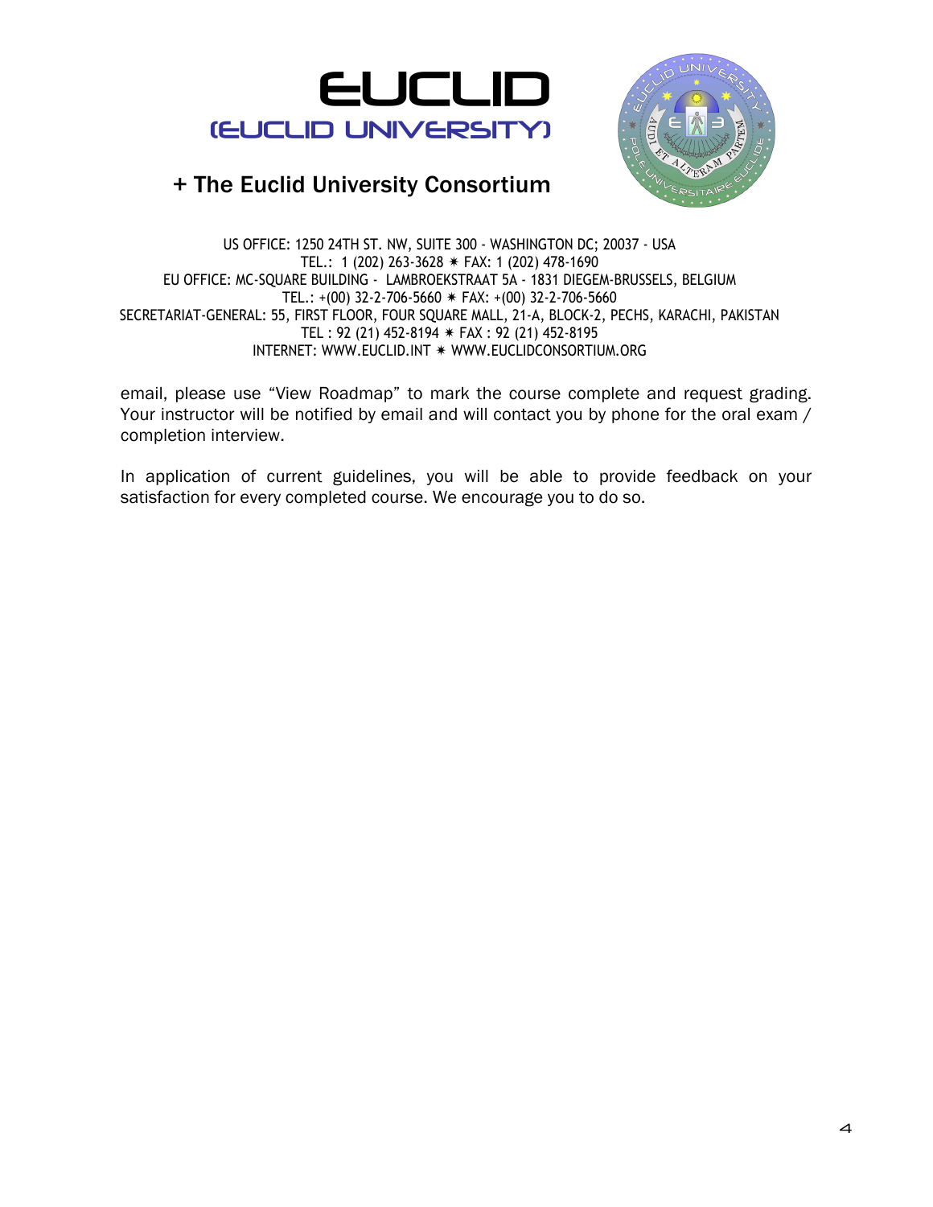email, please use “View Roadmap” to mark the course complete and request grading. Your instructor will be notified by email and will contact you by phone for the oral exam / completion interview.

In application of current guidelines, you will be able to provide feedback on your satisfaction for every completed course. We encourage you to do so.